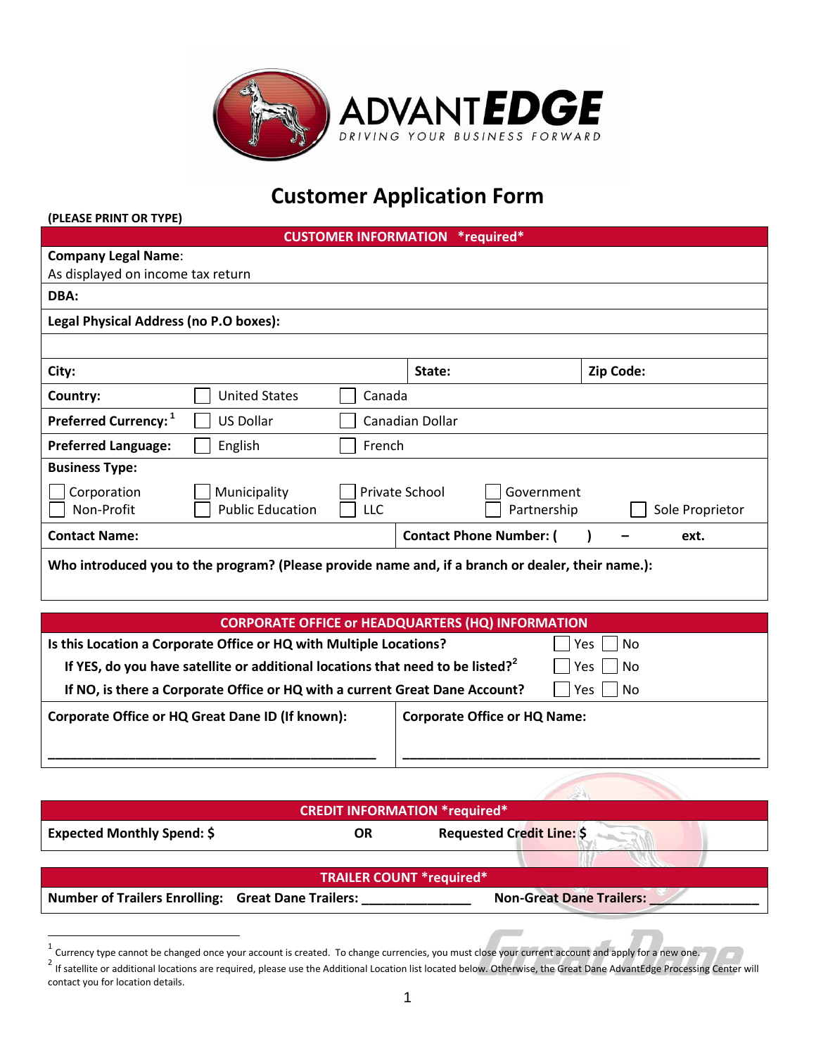ADVANTEDGE

DRIVING YOUR BUSINESS FORWARD

# Customer Application Form

**(PLEASE PRINT OR TYPE)**

| **CUSTOMER INFORMATION *required*** | | | | |
|---|---|---|---|---|
| **Company Legal Name**: As displayed on income tax return | | | | |
| **DBA:** | | | | |
| **Legal Physical Address (no P.O boxes):** | | | | |
| | | | | |
| **City:** | | **State:** | | **Zip Code:** |
| **Country:** | ☐ United States | ☐ Canada | | |
| **Preferred Currency:** [1] | ☐ US Dollar | ☐ Canadian Dollar | | |
| **Preferred Language:** | ☐ English | ☐ French | | |
| **Business Type:** | | | | |
| ☐ Corporation | ☐ Municipality | ☐ Private School | ☐ Government | |
| ☐ Non-Profit | ☐ Public Education | ☐ LLC | ☐ Partnership | ☐ Sole Proprietor |
| **Contact Name:** | | **Contact Phone Number: (     )     –     ext.** | | |
| **Who introduced you to the program? (Please provide name and, if a branch or dealer, their name.):** | | | | |

| **CORPORATE OFFICE or HEADQUARTERS (HQ) INFORMATION** | |
|---|---|
| **Is this Location a Corporate Office or HQ with Multiple Locations?** | ☐ Yes ☐ No |
| **If YES, do you have satellite or additional locations that need to be listed?** [2] | ☐ Yes ☐ No |
| **If NO, is there a Corporate Office or HQ with a current Great Dane Account?** | ☐ Yes ☐ No |
| **Corporate Office or HQ Great Dane ID (If known):** ________________________________ | **Corporate Office or HQ Name:** ________________________________ |

| **CREDIT INFORMATION *required*** | | |
|---|---|---|
| **Expected Monthly Spend: $** | **OR** | **Requested Credit Line: $** |

| **TRAILER COUNT *required*** | | |
|---|---|---|
| **Number of Trailers Enrolling:** | **Great Dane Trailers:** _______________ | **Non-Great Dane Trailers:** _______________ |

[1] Currency type cannot be changed once your account is created. To change currencies, you must close your current account and apply for a new one.

[2] If satellite or additional locations are required, please use the Additional Location list located below. Otherwise, the Great Dane AdvantEdge Processing Center will contact you for location details.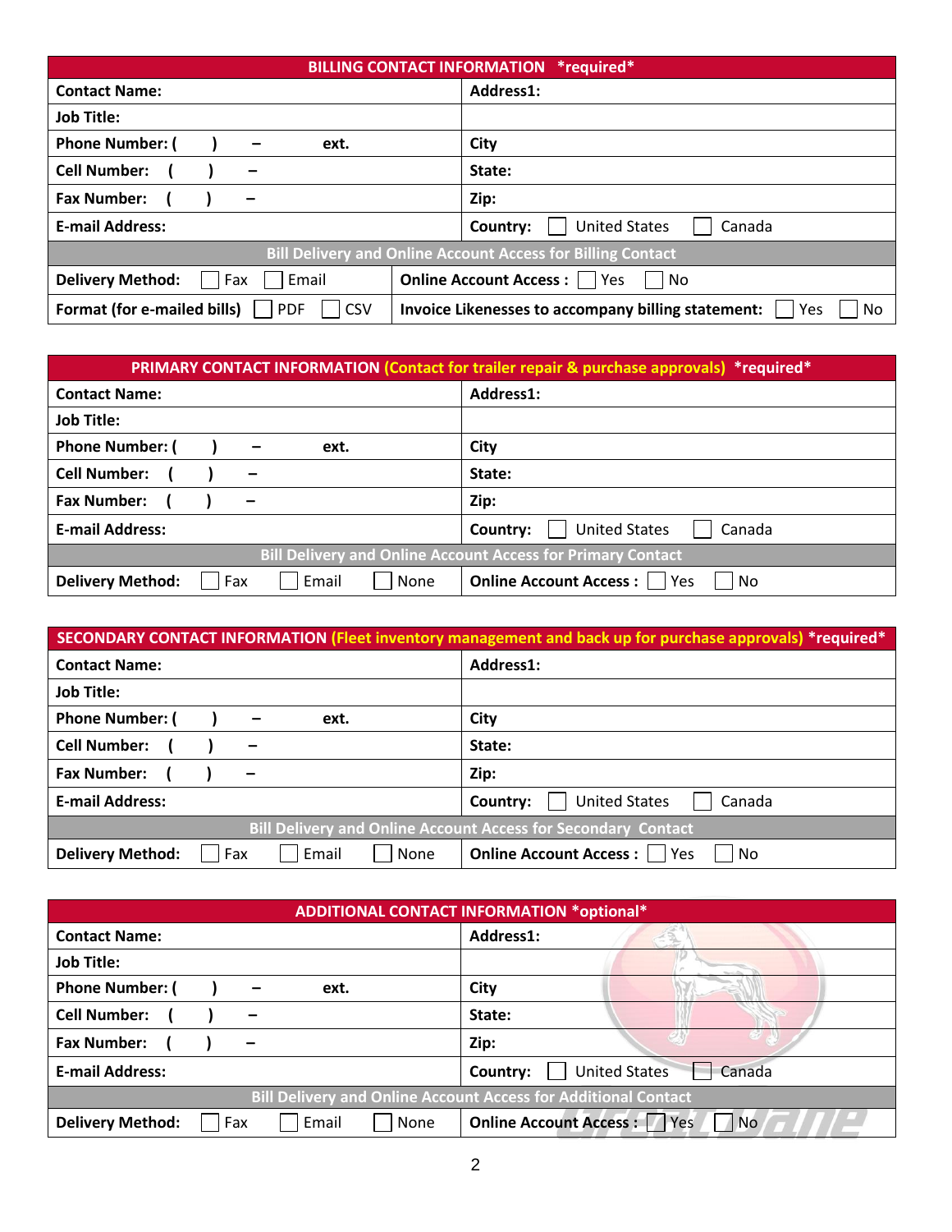| BILLING CONTACT INFORMATION *required* | |
|---|---|
| **Contact Name:** | **Address1:** |
| **Job Title:** | |
| **Phone Number: ( ) – ext.** | **City** |
| **Cell Number: ( ) –** | **State:** |
| **Fax Number: ( ) –** | **Zip:** |
| **E-mail Address:** | **Country:** ☐ United States ☐ Canada |
| **Bill Delivery and Online Account Access for Billing Contact** | |
| **Delivery Method:** ☐ Fax ☐ Email | **Online Account Access :** ☐ Yes ☐ No |
| **Format (for e-mailed bills)** ☐ PDF ☐ CSV | **Invoice Likenesses to accompany billing statement:** ☐ Yes ☐ No |

| PRIMARY CONTACT INFORMATION (Contact for trailer repair & purchase approvals) *required* | |
|---|---|
| **Contact Name:** | **Address1:** |
| **Job Title:** | |
| **Phone Number: ( ) – ext.** | **City** |
| **Cell Number: ( ) –** | **State:** |
| **Fax Number: ( ) –** | **Zip:** |
| **E-mail Address:** | **Country:** ☐ United States ☐ Canada |
| **Bill Delivery and Online Account Access for Primary Contact** | |
| **Delivery Method:** ☐ Fax ☐ Email ☐ None | **Online Account Access :** ☐ Yes ☐ No |

| SECONDARY CONTACT INFORMATION (Fleet inventory management and back up for purchase approvals) *required* | |
|---|---|
| **Contact Name:** | **Address1:** |
| **Job Title:** | |
| **Phone Number: ( ) – ext.** | **City** |
| **Cell Number: ( ) –** | **State:** |
| **Fax Number: ( ) –** | **Zip:** |
| **E-mail Address:** | **Country:** ☐ United States ☐ Canada |
| **Bill Delivery and Online Account Access for Secondary Contact** | |
| **Delivery Method:** ☐ Fax ☐ Email ☐ None | **Online Account Access :** ☐ Yes ☐ No |

| ADDITIONAL CONTACT INFORMATION *optional* | |
|---|---|
| **Contact Name:** | **Address1:** |
| **Job Title:** | |
| **Phone Number: ( ) – ext.** | **City** |
| **Cell Number: ( ) –** | **State:** |
| **Fax Number: ( ) –** | **Zip:** |
| **E-mail Address:** | **Country:** ☐ United States ☐ Canada |
| **Bill Delivery and Online Account Access for Additional Contact** | |
| **Delivery Method:** ☐ Fax ☐ Email ☐ None | **Online Account Access :** ☐ Yes ☐ No |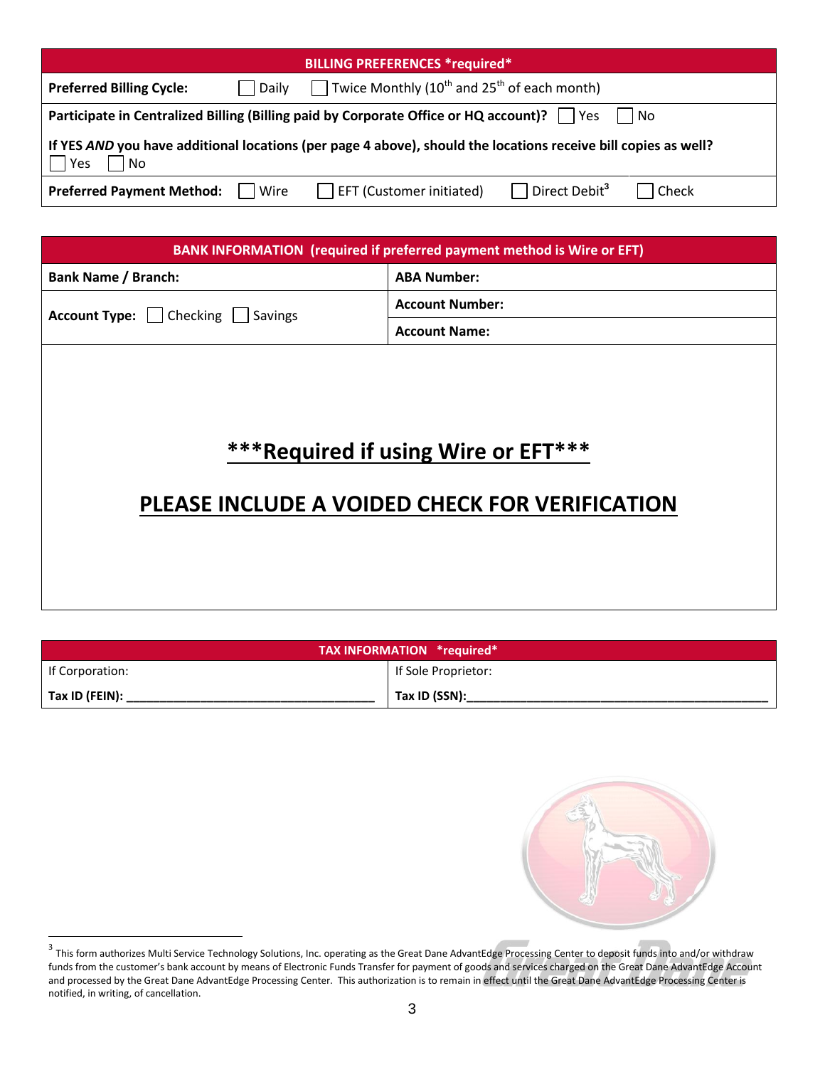| BILLING PREFERENCES *required* | | | | |
|---|---|---|---|---|
| **Preferred Billing Cycle:** | ☐ Daily | ☐ Twice Monthly (10th and 25th of each month) | | |
| **Participate in Centralized Billing (Billing paid by Corporate Office or HQ account)?** ☐ Yes ☐ No | | | | |
| **If YES *AND* you have additional locations (per page 4 above), should the locations receive bill copies as well?** ☐ Yes ☐ No | | | | |
| **Preferred Payment Method:** | ☐ Wire | ☐ EFT (Customer initiated) | ☐ Direct Debit[3] | ☐ Check |

| BANK INFORMATION (required if preferred payment method is Wire or EFT) | |
|---|---|
| **Bank Name / Branch:** | **ABA Number:** |
| **Account Type:** ☐ Checking ☐ Savings | **Account Number:** |
| | **Account Name:** |

**<u>\*\*\*Required if using Wire or EFT\*\*\*</u>**

**<u>PLEASE INCLUDE A VOIDED CHECK FOR VERIFICATION</u>**

| TAX INFORMATION *required* | |
|---|---|
| If Corporation: | If Sole Proprietor: |
| **Tax ID (FEIN):** ______________________________ | **Tax ID (SSN):**______________________________ |

[3] This form authorizes Multi Service Technology Solutions, Inc. operating as the Great Dane AdvantEdge Processing Center to deposit funds into and/or withdraw funds from the customer's bank account by means of Electronic Funds Transfer for payment of goods and services charged on the Great Dane AdvantEdge Account and processed by the Great Dane AdvantEdge Processing Center. This authorization is to remain in effect until the Great Dane AdvantEdge Processing Center is notified, in writing, of cancellation.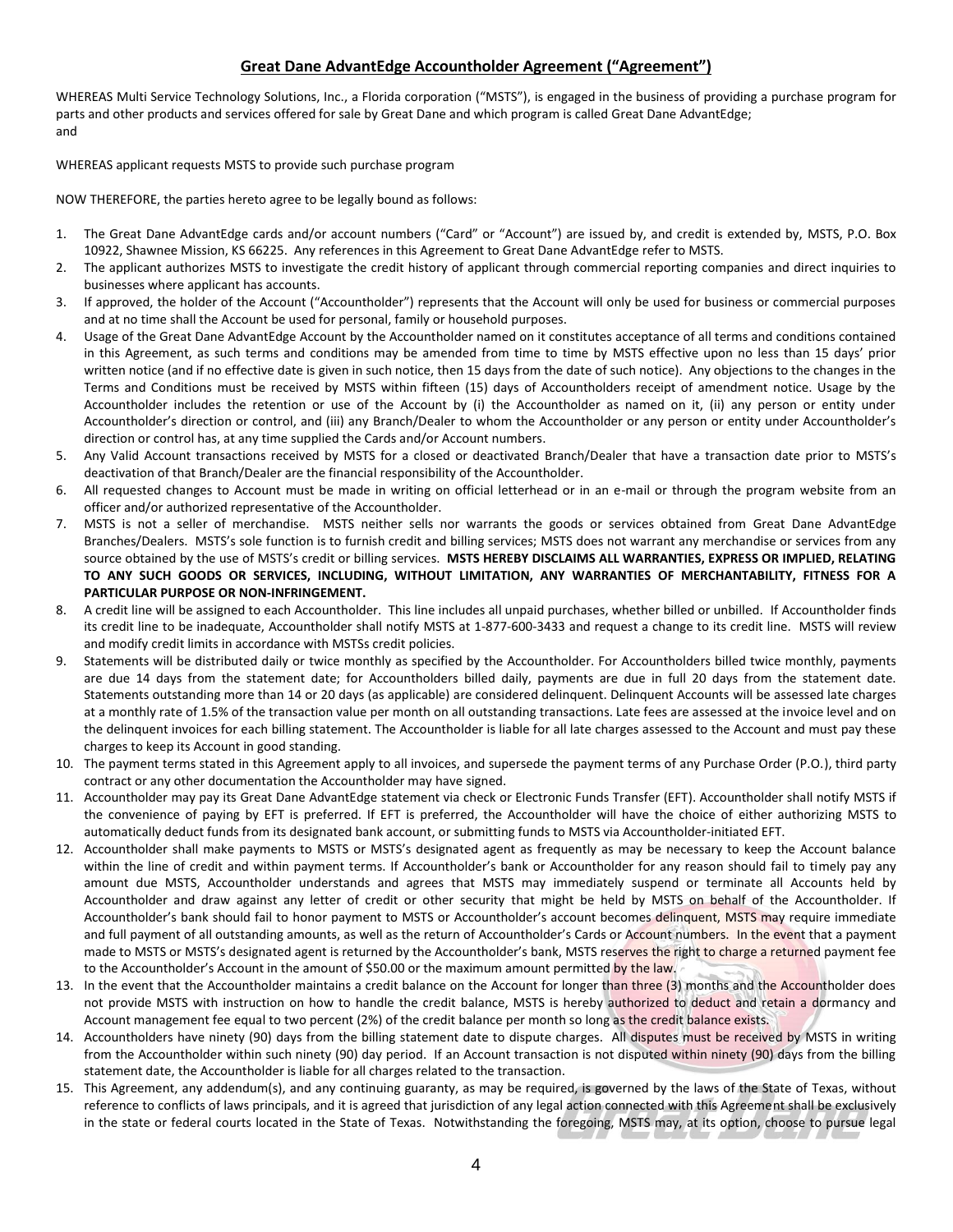## Great Dane AdvantEdge Accountholder Agreement ("Agreement")

WHEREAS Multi Service Technology Solutions, Inc., a Florida corporation ("MSTS"), is engaged in the business of providing a purchase program for parts and other products and services offered for sale by Great Dane and which program is called Great Dane AdvantEdge; and

WHEREAS applicant requests MSTS to provide such purchase program

NOW THEREFORE, the parties hereto agree to be legally bound as follows:

1. The Great Dane AdvantEdge cards and/or account numbers ("Card" or "Account") are issued by, and credit is extended by, MSTS, P.O. Box 10922, Shawnee Mission, KS 66225. Any references in this Agreement to Great Dane AdvantEdge refer to MSTS.
2. The applicant authorizes MSTS to investigate the credit history of applicant through commercial reporting companies and direct inquiries to businesses where applicant has accounts.
3. If approved, the holder of the Account ("Accountholder") represents that the Account will only be used for business or commercial purposes and at no time shall the Account be used for personal, family or household purposes.
4. Usage of the Great Dane AdvantEdge Account by the Accountholder named on it constitutes acceptance of all terms and conditions contained in this Agreement, as such terms and conditions may be amended from time to time by MSTS effective upon no less than 15 days' prior written notice (and if no effective date is given in such notice, then 15 days from the date of such notice). Any objections to the changes in the Terms and Conditions must be received by MSTS within fifteen (15) days of Accountholders receipt of amendment notice. Usage by the Accountholder includes the retention or use of the Account by (i) the Accountholder as named on it, (ii) any person or entity under Accountholder's direction or control, and (iii) any Branch/Dealer to whom the Accountholder or any person or entity under Accountholder's direction or control has, at any time supplied the Cards and/or Account numbers.
5. Any Valid Account transactions received by MSTS for a closed or deactivated Branch/Dealer that have a transaction date prior to MSTS's deactivation of that Branch/Dealer are the financial responsibility of the Accountholder.
6. All requested changes to Account must be made in writing on official letterhead or in an e-mail or through the program website from an officer and/or authorized representative of the Accountholder.
7. MSTS is not a seller of merchandise. MSTS neither sells nor warrants the goods or services obtained from Great Dane AdvantEdge Branches/Dealers. MSTS's sole function is to furnish credit and billing services; MSTS does not warrant any merchandise or services from any source obtained by the use of MSTS's credit or billing services. **MSTS HEREBY DISCLAIMS ALL WARRANTIES, EXPRESS OR IMPLIED, RELATING TO ANY SUCH GOODS OR SERVICES, INCLUDING, WITHOUT LIMITATION, ANY WARRANTIES OF MERCHANTABILITY, FITNESS FOR A PARTICULAR PURPOSE OR NON-INFRINGEMENT.**
8. A credit line will be assigned to each Accountholder. This line includes all unpaid purchases, whether billed or unbilled. If Accountholder finds its credit line to be inadequate, Accountholder shall notify MSTS at 1-877-600-3433 and request a change to its credit line. MSTS will review and modify credit limits in accordance with MSTSs credit policies.
9. Statements will be distributed daily or twice monthly as specified by the Accountholder. For Accountholders billed twice monthly, payments are due 14 days from the statement date; for Accountholders billed daily, payments are due in full 20 days from the statement date. Statements outstanding more than 14 or 20 days (as applicable) are considered delinquent. Delinquent Accounts will be assessed late charges at a monthly rate of 1.5% of the transaction value per month on all outstanding transactions. Late fees are assessed at the invoice level and on the delinquent invoices for each billing statement. The Accountholder is liable for all late charges assessed to the Account and must pay these charges to keep its Account in good standing.
10. The payment terms stated in this Agreement apply to all invoices, and supersede the payment terms of any Purchase Order (P.O.), third party contract or any other documentation the Accountholder may have signed.
11. Accountholder may pay its Great Dane AdvantEdge statement via check or Electronic Funds Transfer (EFT). Accountholder shall notify MSTS if the convenience of paying by EFT is preferred. If EFT is preferred, the Accountholder will have the choice of either authorizing MSTS to automatically deduct funds from its designated bank account, or submitting funds to MSTS via Accountholder-initiated EFT.
12. Accountholder shall make payments to MSTS or MSTS's designated agent as frequently as may be necessary to keep the Account balance within the line of credit and within payment terms. If Accountholder's bank or Accountholder for any reason should fail to timely pay any amount due MSTS, Accountholder understands and agrees that MSTS may immediately suspend or terminate all Accounts held by Accountholder and draw against any letter of credit or other security that might be held by MSTS on behalf of the Accountholder. If Accountholder's bank should fail to honor payment to MSTS or Accountholder's account becomes delinquent, MSTS may require immediate and full payment of all outstanding amounts, as well as the return of Accountholder's Cards or Account numbers. In the event that a payment made to MSTS or MSTS's designated agent is returned by the Accountholder's bank, MSTS reserves the right to charge a returned payment fee to the Accountholder's Account in the amount of $50.00 or the maximum amount permitted by the law.
13. In the event that the Accountholder maintains a credit balance on the Account for longer than three (3) months and the Accountholder does not provide MSTS with instruction on how to handle the credit balance, MSTS is hereby authorized to deduct and retain a dormancy and Account management fee equal to two percent (2%) of the credit balance per month so long as the credit balance exists.
14. Accountholders have ninety (90) days from the billing statement date to dispute charges. All disputes must be received by MSTS in writing from the Accountholder within such ninety (90) day period. If an Account transaction is not disputed within ninety (90) days from the billing statement date, the Accountholder is liable for all charges related to the transaction.
15. This Agreement, any addendum(s), and any continuing guaranty, as may be required, is governed by the laws of the State of Texas, without reference to conflicts of laws principals, and it is agreed that jurisdiction of any legal action connected with this Agreement shall be exclusively in the state or federal courts located in the State of Texas. Notwithstanding the foregoing, MSTS may, at its option, choose to pursue legal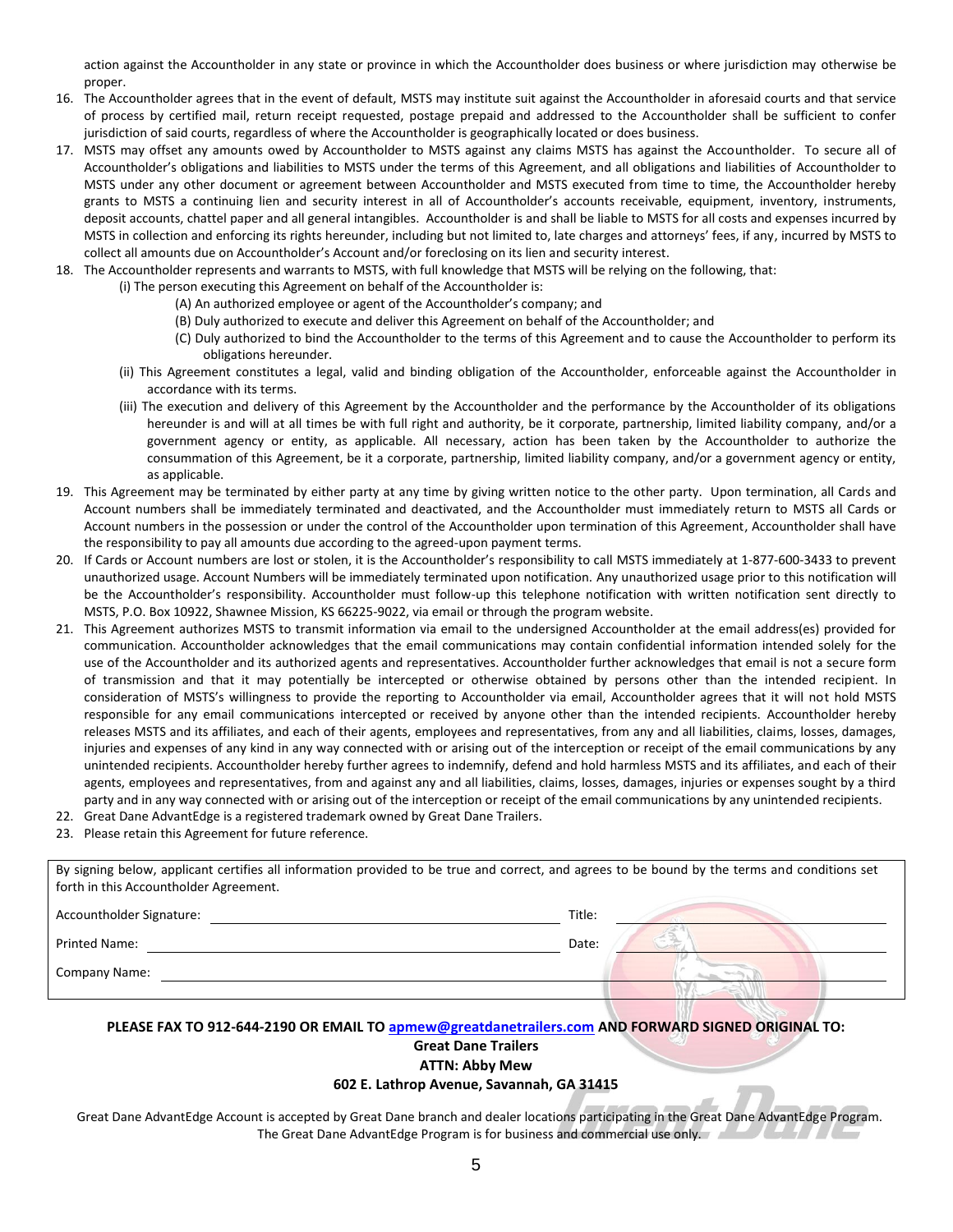action against the Accountholder in any state or province in which the Accountholder does business or where jurisdiction may otherwise be proper.

16. The Accountholder agrees that in the event of default, MSTS may institute suit against the Accountholder in aforesaid courts and that service of process by certified mail, return receipt requested, postage prepaid and addressed to the Accountholder shall be sufficient to confer jurisdiction of said courts, regardless of where the Accountholder is geographically located or does business.
17. MSTS may offset any amounts owed by Accountholder to MSTS against any claims MSTS has against the Accountholder. To secure all of Accountholder's obligations and liabilities to MSTS under the terms of this Agreement, and all obligations and liabilities of Accountholder to MSTS under any other document or agreement between Accountholder and MSTS executed from time to time, the Accountholder hereby grants to MSTS a continuing lien and security interest in all of Accountholder's accounts receivable, equipment, inventory, instruments, deposit accounts, chattel paper and all general intangibles. Accountholder is and shall be liable to MSTS for all costs and expenses incurred by MSTS in collection and enforcing its rights hereunder, including but not limited to, late charges and attorneys' fees, if any, incurred by MSTS to collect all amounts due on Accountholder's Account and/or foreclosing on its lien and security interest.
18. The Accountholder represents and warrants to MSTS, with full knowledge that MSTS will be relying on the following, that:
    - (i) The person executing this Agreement on behalf of the Accountholder is:
        - (A) An authorized employee or agent of the Accountholder's company; and
        - (B) Duly authorized to execute and deliver this Agreement on behalf of the Accountholder; and
        - (C) Duly authorized to bind the Accountholder to the terms of this Agreement and to cause the Accountholder to perform its obligations hereunder.
    - (ii) This Agreement constitutes a legal, valid and binding obligation of the Accountholder, enforceable against the Accountholder in accordance with its terms.
    - (iii) The execution and delivery of this Agreement by the Accountholder and the performance by the Accountholder of its obligations hereunder is and will at all times be with full right and authority, be it corporate, partnership, limited liability company, and/or a government agency or entity, as applicable. All necessary, action has been taken by the Accountholder to authorize the consummation of this Agreement, be it a corporate, partnership, limited liability company, and/or a government agency or entity, as applicable.
19. This Agreement may be terminated by either party at any time by giving written notice to the other party. Upon termination, all Cards and Account numbers shall be immediately terminated and deactivated, and the Accountholder must immediately return to MSTS all Cards or Account numbers in the possession or under the control of the Accountholder upon termination of this Agreement, Accountholder shall have the responsibility to pay all amounts due according to the agreed-upon payment terms.
20. If Cards or Account numbers are lost or stolen, it is the Accountholder's responsibility to call MSTS immediately at 1-877-600-3433 to prevent unauthorized usage. Account Numbers will be immediately terminated upon notification. Any unauthorized usage prior to this notification will be the Accountholder's responsibility. Accountholder must follow-up this telephone notification with written notification sent directly to MSTS, P.O. Box 10922, Shawnee Mission, KS 66225-9022, via email or through the program website.
21. This Agreement authorizes MSTS to transmit information via email to the undersigned Accountholder at the email address(es) provided for communication. Accountholder acknowledges that the email communications may contain confidential information intended solely for the use of the Accountholder and its authorized agents and representatives. Accountholder further acknowledges that email is not a secure form of transmission and that it may potentially be intercepted or otherwise obtained by persons other than the intended recipient. In consideration of MSTS's willingness to provide the reporting to Accountholder via email, Accountholder agrees that it will not hold MSTS responsible for any email communications intercepted or received by anyone other than the intended recipients. Accountholder hereby releases MSTS and its affiliates, and each of their agents, employees and representatives, from any and all liabilities, claims, losses, damages, injuries and expenses of any kind in any way connected with or arising out of the interception or receipt of the email communications by any unintended recipients. Accountholder hereby further agrees to indemnify, defend and hold harmless MSTS and its affiliates, and each of their agents, employees and representatives, from and against any and all liabilities, claims, losses, damages, injuries or expenses sought by a third party and in any way connected with or arising out of the interception or receipt of the email communications by any unintended recipients.
22. Great Dane AdvantEdge is a registered trademark owned by Great Dane Trailers.
23. Please retain this Agreement for future reference.

By signing below, applicant certifies all information provided to be true and correct, and agrees to be bound by the terms and conditions set forth in this Accountholder Agreement.

Accountholder Signature: ______________________ Title: ______________________

Printed Name: ______________________ Date: ______________________

Company Name: ______________________

**PLEASE FAX TO 912-644-2190 OR EMAIL TO apmew@greatdanetrailers.com AND FORWARD SIGNED ORIGINAL TO:**

**Great Dane Trailers**

**ATTN: Abby Mew**

**602 E. Lathrop Avenue, Savannah, GA 31415**

Great Dane AdvantEdge Account is accepted by Great Dane branch and dealer locations participating in the Great Dane AdvantEdge Program. The Great Dane AdvantEdge Program is for business and commercial use only.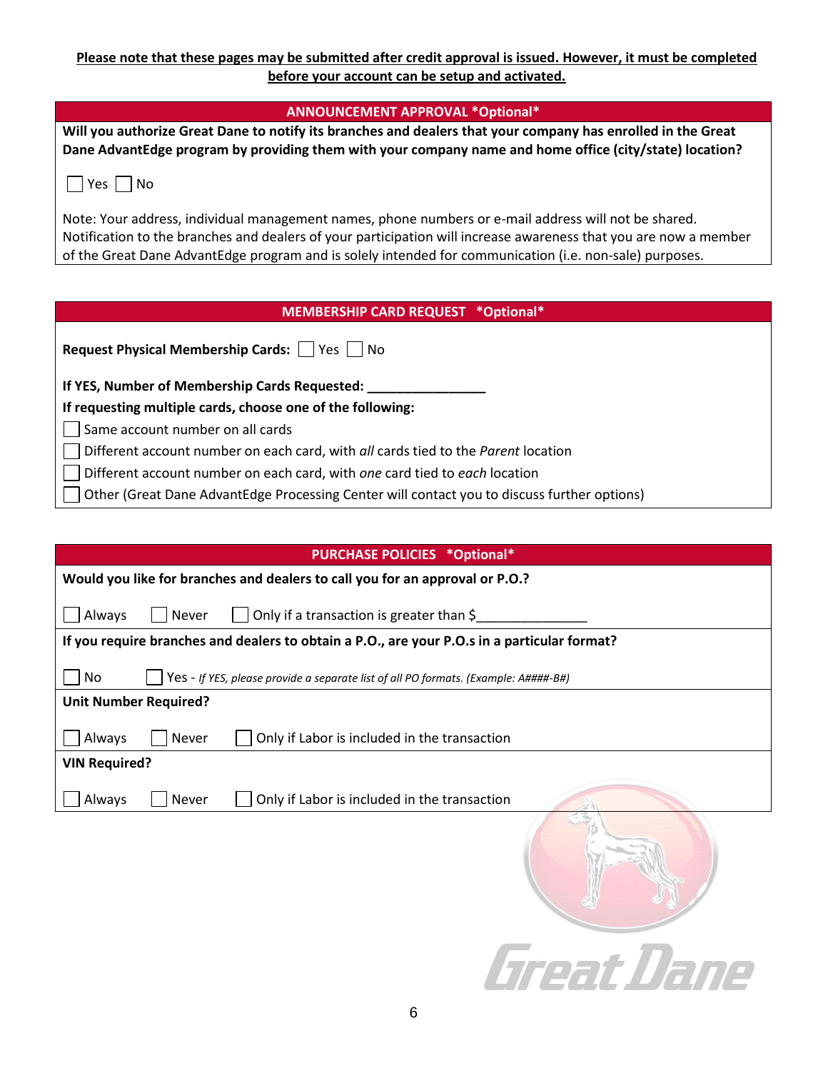**Please note that these pages may be submitted after credit approval is issued. However, it must be completed before your account can be setup and activated.**

## ANNOUNCEMENT APPROVAL *Optional*

**Will you authorize Great Dane to notify its branches and dealers that your company has enrolled in the Great Dane AdvantEdge program by providing them with your company name and home office (city/state) location?**

☐ Yes ☐ No

Note: Your address, individual management names, phone numbers or e-mail address will not be shared. Notification to the branches and dealers of your participation will increase awareness that you are now a member of the Great Dane AdvantEdge program and is solely intended for communication (i.e. non-sale) purposes.

## MEMBERSHIP CARD REQUEST *Optional*

**Request Physical Membership Cards:** ☐ Yes ☐ No

**If YES, Number of Membership Cards Requested: ________________**

**If requesting multiple cards, choose one of the following:**

☐ Same account number on all cards

☐ Different account number on each card, with *all* cards tied to the *Parent* location

☐ Different account number on each card, with *one* card tied to *each* location

☐ Other (Great Dane AdvantEdge Processing Center will contact you to discuss further options)

## PURCHASE POLICIES *Optional*

**Would you like for branches and dealers to call you for an approval or P.O.?**

☐ Always ☐ Never ☐ Only if a transaction is greater than $_______________

**If you require branches and dealers to obtain a P.O., are your P.O.s in a particular format?**

☐ No ☐ Yes - *If YES, please provide a separate list of all PO formats. (Example: A####-B#)*

**Unit Number Required?**

☐ Always ☐ Never ☐ Only if Labor is included in the transaction

**VIN Required?**

☐ Always ☐ Never ☐ Only if Labor is included in the transaction

Great Dane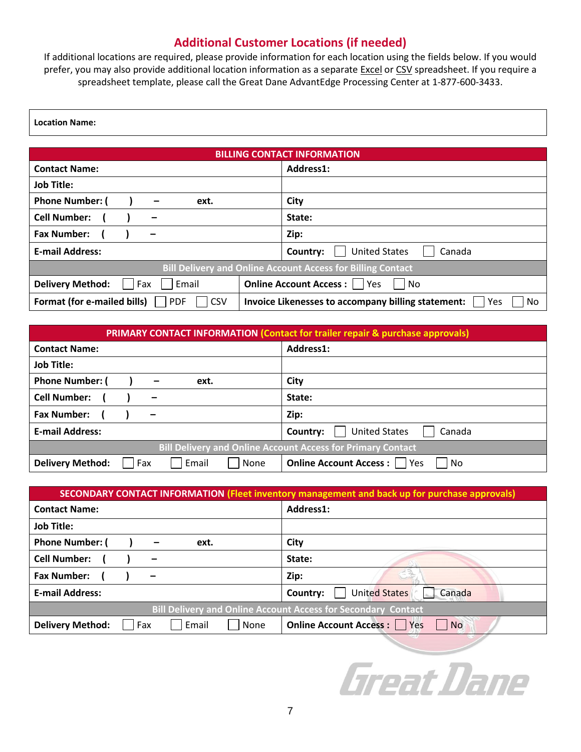## Additional Customer Locations (if needed)

If additional locations are required, please provide information for each location using the fields below. If you would prefer, you may also provide additional location information as a separate Excel or CSV spreadsheet. If you require a spreadsheet template, please call the Great Dane AdvantEdge Processing Center at 1-877-600-3433.

| |
|---|
| **Location Name:** |

| BILLING CONTACT INFORMATION | |
|---|---|
| **Contact Name:** | **Address1:** |
| **Job Title:** | |
| **Phone Number: (      )      –      ext.** | **City** |
| **Cell Number: (      )      –** | **State:** |
| **Fax Number: (      )      –** | **Zip:** |
| **E-mail Address:** | **Country:** ☐ United States ☐ Canada |
| Bill Delivery and Online Account Access for Billing Contact | |
| **Delivery Method:** ☐ Fax ☐ Email | **Online Account Access :** ☐ Yes ☐ No |
| **Format (for e-mailed bills)** ☐ PDF ☐ CSV | **Invoice Likenesses to accompany billing statement:** ☐ Yes ☐ No |

| PRIMARY CONTACT INFORMATION (Contact for trailer repair & purchase approvals) | |
|---|---|
| **Contact Name:** | **Address1:** |
| **Job Title:** | |
| **Phone Number: (      )      –      ext.** | **City** |
| **Cell Number: (      )      –** | **State:** |
| **Fax Number: (      )      –** | **Zip:** |
| **E-mail Address:** | **Country:** ☐ United States ☐ Canada |
| Bill Delivery and Online Account Access for Primary Contact | |
| **Delivery Method:** ☐ Fax ☐ Email ☐ None | **Online Account Access :** ☐ Yes ☐ No |

| SECONDARY CONTACT INFORMATION (Fleet inventory management and back up for purchase approvals) | |
|---|---|
| **Contact Name:** | **Address1:** |
| **Job Title:** | |
| **Phone Number: (      )      –      ext.** | **City** |
| **Cell Number: (      )      –** | **State:** |
| **Fax Number: (      )      –** | **Zip:** |
| **E-mail Address:** | **Country:** ☐ United States ☐ Canada |
| Bill Delivery and Online Account Access for Secondary Contact | |
| **Delivery Method:** ☐ Fax ☐ Email ☐ None | **Online Account Access :** ☐ Yes ☐ No |

Great Dane